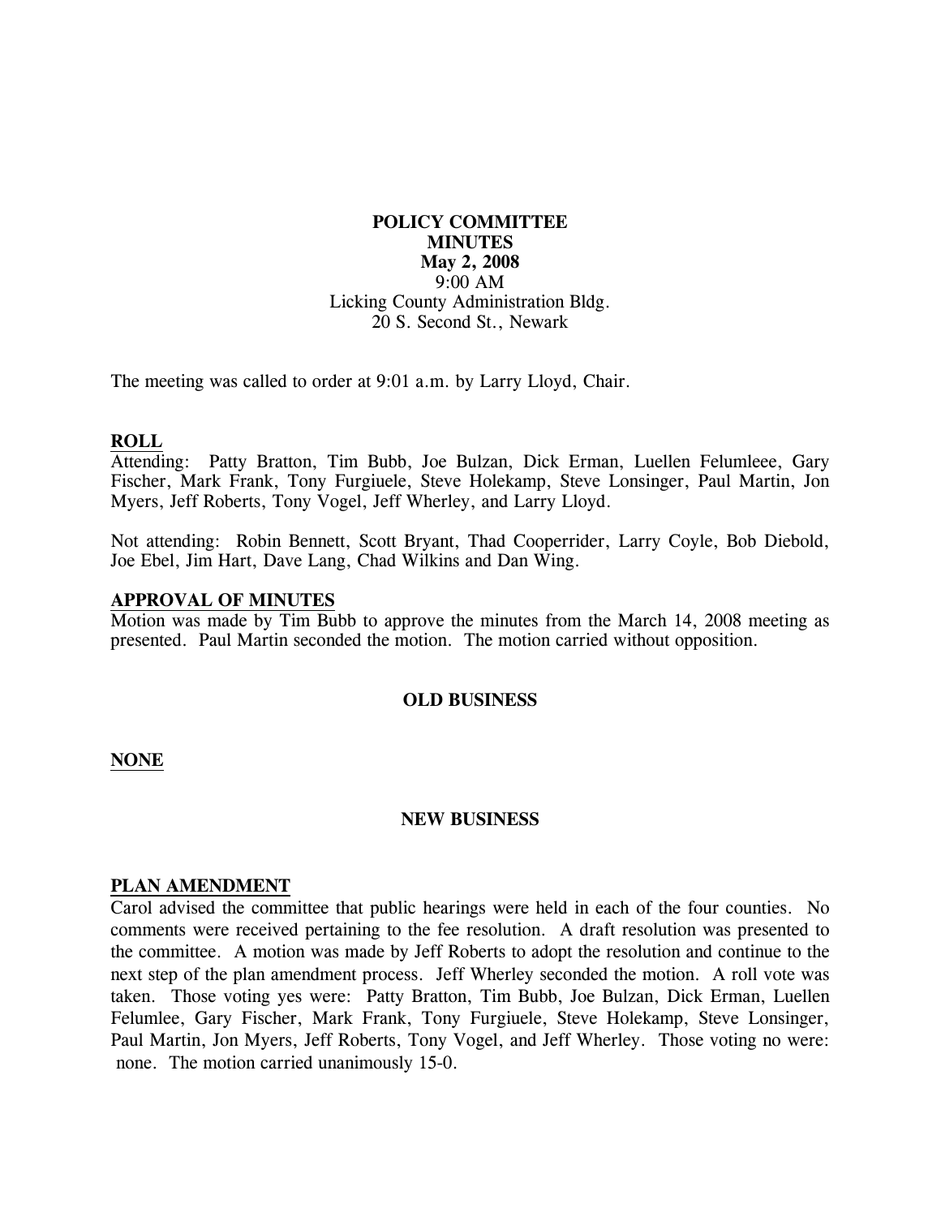**POLICY COMMITTEE**
**MINUTES**
**May 2, 2008**
9:00 AM
Licking County Administration Bldg.
20 S. Second St., Newark

The meeting was called to order at 9:01 a.m. by Larry Lloyd, Chair.

## ROLL

Attending: Patty Bratton, Tim Bubb, Joe Bulzan, Dick Erman, Luellen Felumleee, Gary Fischer, Mark Frank, Tony Furgiuele, Steve Holekamp, Steve Lonsinger, Paul Martin, Jon Myers, Jeff Roberts, Tony Vogel, Jeff Wherley, and Larry Lloyd.

Not attending: Robin Bennett, Scott Bryant, Thad Cooperrider, Larry Coyle, Bob Diebold, Joe Ebel, Jim Hart, Dave Lang, Chad Wilkins and Dan Wing.

## APPROVAL OF MINUTES

Motion was made by Tim Bubb to approve the minutes from the March 14, 2008 meeting as presented. Paul Martin seconded the motion. The motion carried without opposition.

## OLD BUSINESS

**NONE**

## NEW BUSINESS

### PLAN AMENDMENT

Carol advised the committee that public hearings were held in each of the four counties. No comments were received pertaining to the fee resolution. A draft resolution was presented to the committee. A motion was made by Jeff Roberts to adopt the resolution and continue to the next step of the plan amendment process. Jeff Wherley seconded the motion. A roll vote was taken. Those voting yes were: Patty Bratton, Tim Bubb, Joe Bulzan, Dick Erman, Luellen Felumlee, Gary Fischer, Mark Frank, Tony Furgiuele, Steve Holekamp, Steve Lonsinger, Paul Martin, Jon Myers, Jeff Roberts, Tony Vogel, and Jeff Wherley. Those voting no were: none. The motion carried unanimously 15-0.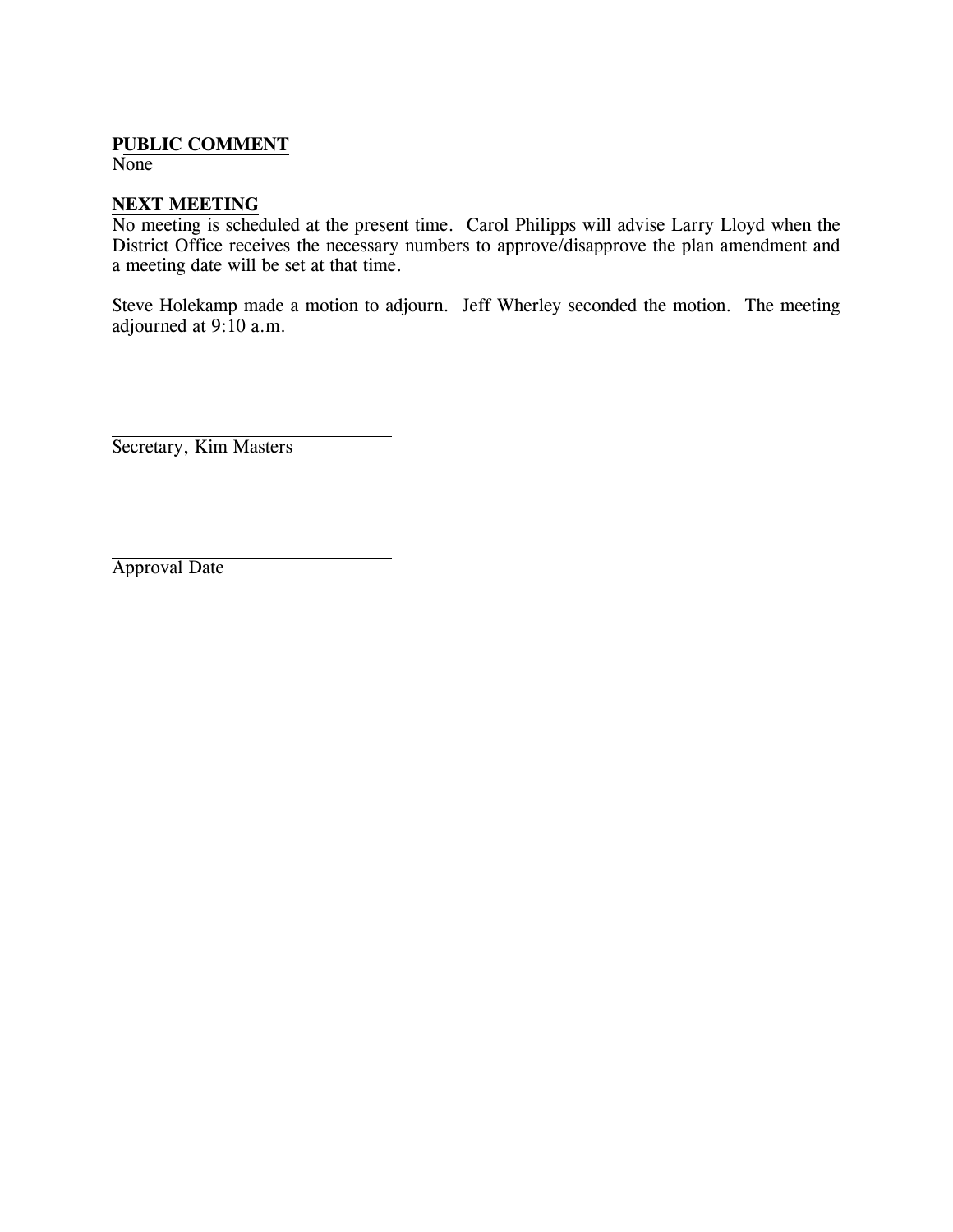**PUBLIC COMMENT**

None

**NEXT MEETING**

No meeting is scheduled at the present time. Carol Philipps will advise Larry Lloyd when the District Office receives the necessary numbers to approve/disapprove the plan amendment and a meeting date will be set at that time.

Steve Holekamp made a motion to adjourn. Jeff Wherley seconded the motion. The meeting adjourned at 9:10 a.m.

\_\_\_\_\_\_\_\_\_\_\_\_\_\_\_\_\_\_\_\_\_\_\_\_\_\_\_\_\_\_

Secretary, Kim Masters

\_\_\_\_\_\_\_\_\_\_\_\_\_\_\_\_\_\_\_\_\_\_\_\_\_\_\_\_\_\_

Approval Date